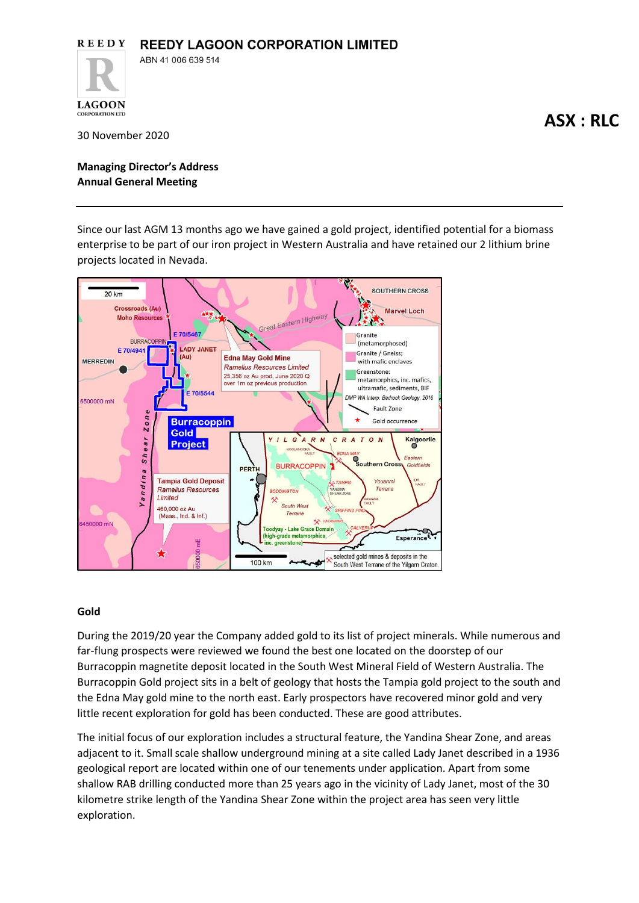# REEDY LAGOON CORPORATION LIMITED

ABN 41 006 639 514

**ASX : RLC**

30 November 2020

**Managing Director's Address**
**Annual General Meeting**

---

Since our last AGM 13 months ago we have gained a gold project, identified potential for a biomass enterprise to be part of our iron project in Western Australia and have retained our 2 lithium brine projects located in Nevada.

## Gold

During the 2019/20 year the Company added gold to its list of project minerals. While numerous and far-flung prospects were reviewed we found the best one located on the doorstep of our Burracoppin magnetite deposit located in the South West Mineral Field of Western Australia. The Burracoppin Gold project sits in a belt of geology that hosts the Tampia gold project to the south and the Edna May gold mine to the north east. Early prospectors have recovered minor gold and very little recent exploration for gold has been conducted. These are good attributes.

The initial focus of our exploration includes a structural feature, the Yandina Shear Zone, and areas adjacent to it. Small scale shallow underground mining at a site called Lady Janet described in a 1936 geological report are located within one of our tenements under application. Apart from some shallow RAB drilling conducted more than 25 years ago in the vicinity of Lady Janet, most of the 30 kilometre strike length of the Yandina Shear Zone within the project area has seen very little exploration.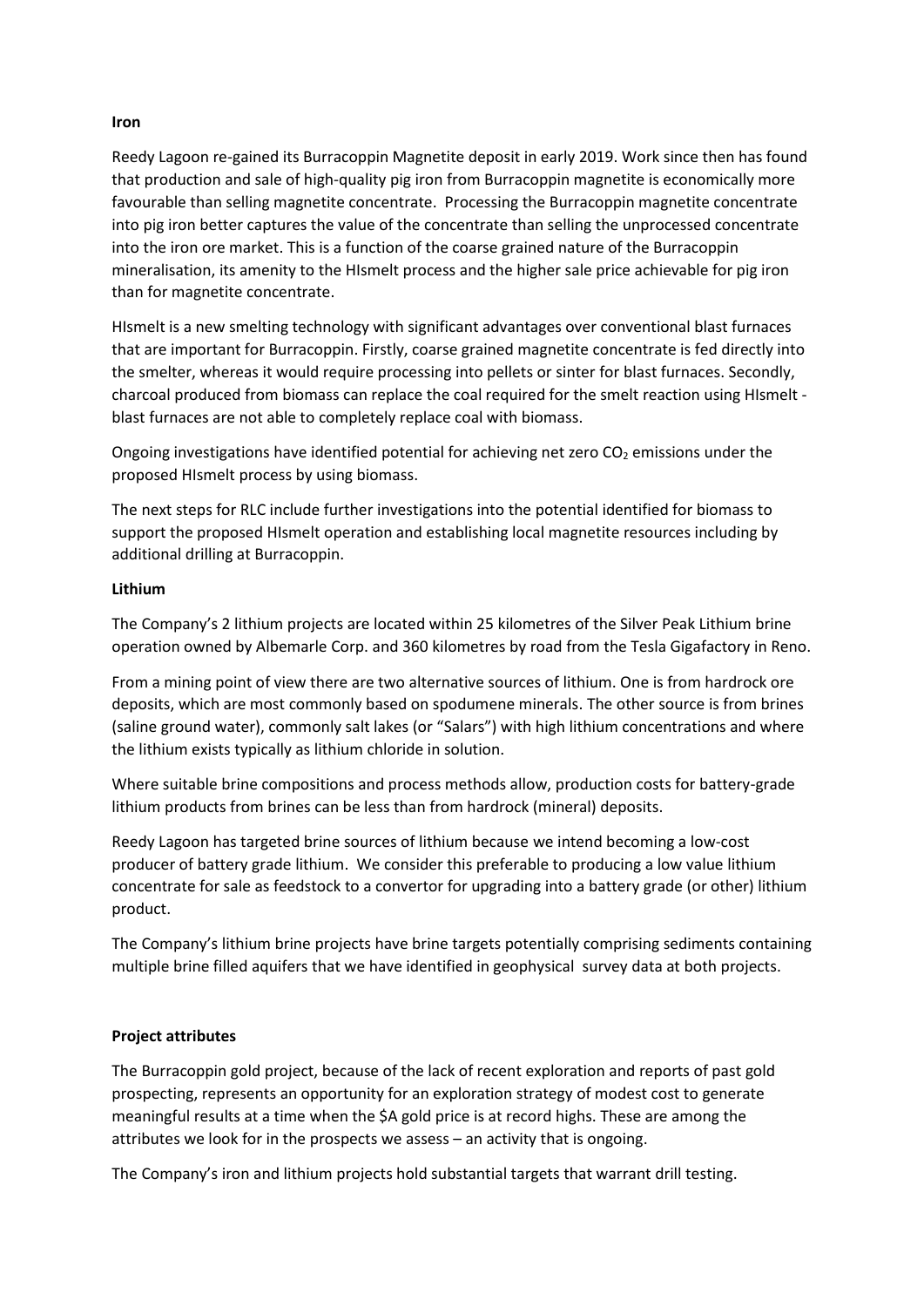**Iron**

Reedy Lagoon re-gained its Burracoppin Magnetite deposit in early 2019. Work since then has found that production and sale of high-quality pig iron from Burracoppin magnetite is economically more favourable than selling magnetite concentrate. Processing the Burracoppin magnetite concentrate into pig iron better captures the value of the concentrate than selling the unprocessed concentrate into the iron ore market. This is a function of the coarse grained nature of the Burracoppin mineralisation, its amenity to the HIsmelt process and the higher sale price achievable for pig iron than for magnetite concentrate.

HIsmelt is a new smelting technology with significant advantages over conventional blast furnaces that are important for Burracoppin. Firstly, coarse grained magnetite concentrate is fed directly into the smelter, whereas it would require processing into pellets or sinter for blast furnaces. Secondly, charcoal produced from biomass can replace the coal required for the smelt reaction using HIsmelt - blast furnaces are not able to completely replace coal with biomass.

Ongoing investigations have identified potential for achieving net zero $CO_2$ emissions under the proposed HIsmelt process by using biomass.

The next steps for RLC include further investigations into the potential identified for biomass to support the proposed HIsmelt operation and establishing local magnetite resources including by additional drilling at Burracoppin.

**Lithium**

The Company's 2 lithium projects are located within 25 kilometres of the Silver Peak Lithium brine operation owned by Albemarle Corp. and 360 kilometres by road from the Tesla Gigafactory in Reno.

From a mining point of view there are two alternative sources of lithium. One is from hardrock ore deposits, which are most commonly based on spodumene minerals. The other source is from brines (saline ground water), commonly salt lakes (or "Salars") with high lithium concentrations and where the lithium exists typically as lithium chloride in solution.

Where suitable brine compositions and process methods allow, production costs for battery-grade lithium products from brines can be less than from hardrock (mineral) deposits.

Reedy Lagoon has targeted brine sources of lithium because we intend becoming a low-cost producer of battery grade lithium. We consider this preferable to producing a low value lithium concentrate for sale as feedstock to a convertor for upgrading into a battery grade (or other) lithium product.

The Company's lithium brine projects have brine targets potentially comprising sediments containing multiple brine filled aquifers that we have identified in geophysical survey data at both projects.

**Project attributes**

The Burracoppin gold project, because of the lack of recent exploration and reports of past gold prospecting, represents an opportunity for an exploration strategy of modest cost to generate meaningful results at a time when the $A gold price is at record highs. These are among the attributes we look for in the prospects we assess – an activity that is ongoing.

The Company's iron and lithium projects hold substantial targets that warrant drill testing.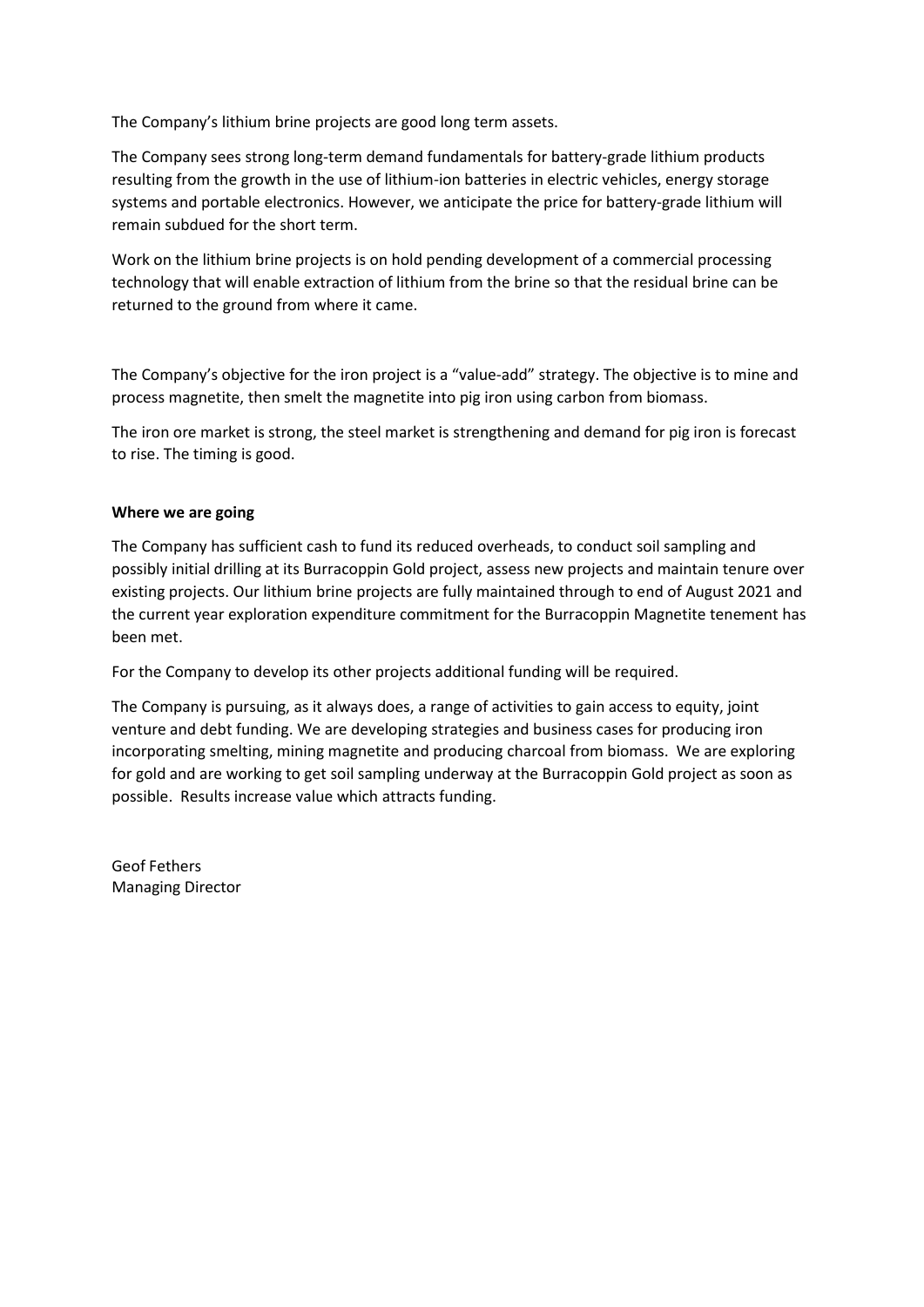The Company's lithium brine projects are good long term assets.

The Company sees strong long-term demand fundamentals for battery-grade lithium products resulting from the growth in the use of lithium-ion batteries in electric vehicles, energy storage systems and portable electronics. However, we anticipate the price for battery-grade lithium will remain subdued for the short term.

Work on the lithium brine projects is on hold pending development of a commercial processing technology that will enable extraction of lithium from the brine so that the residual brine can be returned to the ground from where it came.

The Company's objective for the iron project is a "value-add" strategy. The objective is to mine and process magnetite, then smelt the magnetite into pig iron using carbon from biomass.

The iron ore market is strong, the steel market is strengthening and demand for pig iron is forecast to rise. The timing is good.

**Where we are going**

The Company has sufficient cash to fund its reduced overheads, to conduct soil sampling and possibly initial drilling at its Burracoppin Gold project, assess new projects and maintain tenure over existing projects. Our lithium brine projects are fully maintained through to end of August 2021 and the current year exploration expenditure commitment for the Burracoppin Magnetite tenement has been met.

For the Company to develop its other projects additional funding will be required.

The Company is pursuing, as it always does, a range of activities to gain access to equity, joint venture and debt funding. We are developing strategies and business cases for producing iron incorporating smelting, mining magnetite and producing charcoal from biomass. We are exploring for gold and are working to get soil sampling underway at the Burracoppin Gold project as soon as possible. Results increase value which attracts funding.

Geof Fethers
Managing Director